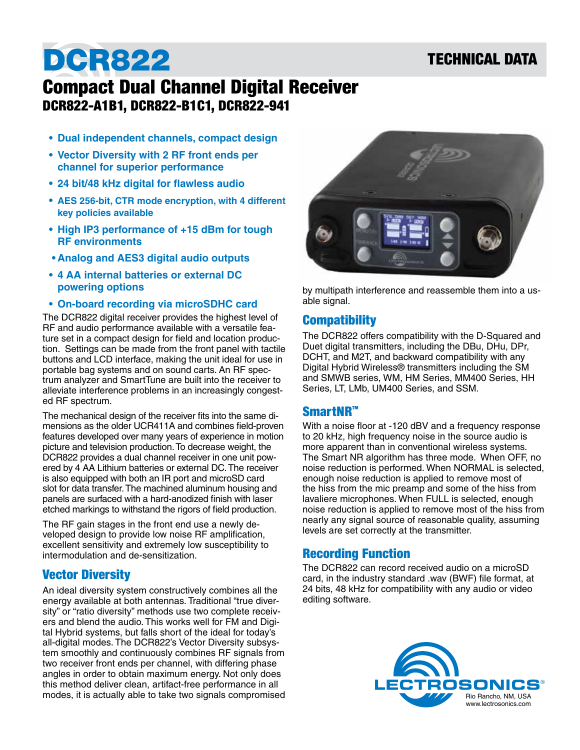# DCR822

**TECHNICAL DATA**

## Compact Dual Channel Digital Receiver

### DCR822-A1B1, DCR822-B1C1, DCR822-941

- **Dual independent channels, compact design**
- **Vector Diversity with 2 RF front ends per channel for superior performance**
- **24 bit/48 kHz digital for flawless audio**
- **AES 256-bit, CTR mode encryption, with 4 different key policies available**
- **High IP3 performance of +15 dBm for tough RF environments**
- **Analog and AES3 digital audio outputs**
- **4 AA internal batteries or external DC powering options**
- **On-board recording via microSDHC card**

The DCR822 digital receiver provides the highest level of RF and audio performance available with a versatile feature set in a compact design for field and location production. Settings can be made from the front panel with tactile buttons and LCD interface, making the unit ideal for use in portable bag systems and on sound carts. An RF spectrum analyzer and SmartTune are built into the receiver to alleviate interference problems in an increasingly congested RF spectrum.

The mechanical design of the receiver fits into the same dimensions as the older UCR411A and combines field-proven features developed over many years of experience in motion picture and television production. To decrease weight, the DCR822 provides a dual channel receiver in one unit powered by 4 AA Lithium batteries or external DC. The receiver is also equipped with both an IR port and microSD card slot for data transfer. The machined aluminum housing and panels are surfaced with a hard-anodized finish with laser etched markings to withstand the rigors of field production.

The RF gain stages in the front end use a newly developed design to provide low noise RF amplification, excellent sensitivity and extremely low susceptibility to intermodulation and de-sensitization.

## Vector Diversity

An ideal diversity system constructively combines all the energy available at both antennas. Traditional "true diversity" or "ratio diversity" methods use two complete receivers and blend the audio. This works well for FM and Digital Hybrid systems, but falls short of the ideal for today's all-digital modes. The DCR822's Vector Diversity subsystem smoothly and continuously combines RF signals from two receiver front ends per channel, with differing phase angles in order to obtain maximum energy. Not only does this method deliver clean, artifact-free performance in all modes, it is actually able to take two signals compromised by multipath interference and reassemble them into a usable signal.

## Compatibility

The DCR822 offers compatibility with the D-Squared and Duet digital transmitters, including the DBu, DHu, DPr, DCHT, and M2T, and backward compatibility with any Digital Hybrid Wireless® transmitters including the SM and SMWB series, WM, HM Series, MM400 Series, HH Series, LT, LMb, UM400 Series, and SSM.

## SmartNR™

With a noise floor at -120 dBV and a frequency response to 20 kHz, high frequency noise in the source audio is more apparent than in conventional wireless systems. The Smart NR algorithm has three mode. When OFF, no noise reduction is performed. When NORMAL is selected, enough noise reduction is applied to remove most of the hiss from the mic preamp and some of the hiss from lavaliere microphones. When FULL is selected, enough noise reduction is applied to remove most of the hiss from nearly any signal source of reasonable quality, assuming levels are set correctly at the transmitter.

## Recording Function

The DCR822 can record received audio on a microSD card, in the industry standard .wav (BWF) file format, at 24 bits, 48 kHz for compatibility with any audio or video editing software.

LECTROSONICS®
Rio Rancho, NM, USA
www.lectrosonics.com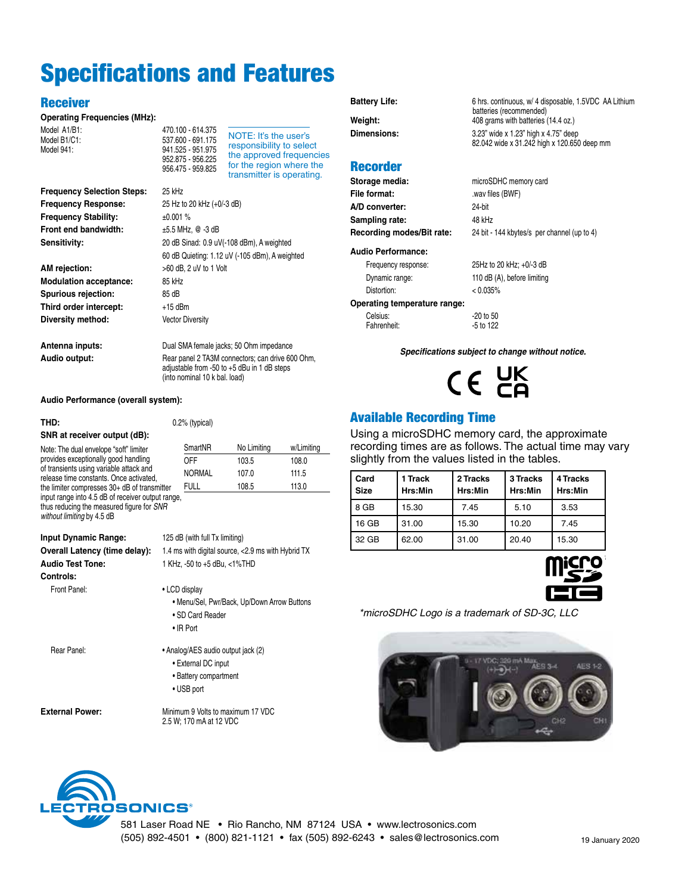# Specifications and Features

## Receiver

**Operating Frequencies (MHz):**

| | |
|---|---|
| Model A1/B1: | 470.100 - 614.375 |
| Model B1/C1: | 537.600 - 691.175 |
| Model 941: | 941.525 - 951.975 |
| | 952.875 - 956.225 |
| | 956.475 - 959.825 |

NOTE: It's the user's responsibility to select the approved frequencies for the region where the transmitter is operating.

| | |
|---|---|
| **Frequency Selection Steps:** | 25 kHz |
| **Frequency Response:** | 25 Hz to 20 kHz (+0/-3 dB) |
| **Frequency Stability:** | ±0.001 % |
| **Front end bandwidth:** | ±5.5 MHz, @ -3 dB |
| **Sensitivity:** | 20 dB Sinad: 0.9 uV(-108 dBm), A weighted |
| | 60 dB Quieting: 1.12 uV (-105 dBm), A weighted |
| **AM rejection:** | >60 dB, 2 uV to 1 Volt |
| **Modulation acceptance:** | 85 kHz |
| **Spurious rejection:** | 85 dB |
| **Third order intercept:** | +15 dBm |
| **Diversity method:** | Vector Diversity |
| **Antenna inputs:** | Dual SMA female jacks; 50 Ohm impedance |
| **Audio output:** | Rear panel 2 TA3M connectors; can drive 600 Ohm, adjustable from -50 to +5 dBu in 1 dB steps (into nominal 10 k bal. load) |

**Audio Performance (overall system):**

**THD:** 0.2% (typical)

**SNR at receiver output (dB):**

| SmartNR | No Limiting | w/Limiting |
|---|---|---|
| OFF | 103.5 | 108.0 |
| NORMAL | 107.0 | 111.5 |
| FULL | 108.5 | 113.0 |

Note: The dual envelope "soft" limiter provides exceptionally good handling of transients using variable attack and release time constants. Once activated, the limiter compresses 30+ dB of transmitter input range into 4.5 dB of receiver output range, thus reducing the measured figure for *SNR without limiting* by 4.5 dB

| | |
|---|---|
| **Input Dynamic Range:** | 125 dB (with full Tx limiting) |
| **Overall Latency (time delay):** | 1.4 ms with digital source, <2.9 ms with Hybrid TX |
| **Audio Test Tone:** | 1 KHz, -50 to +5 dBu, <1%THD |

**Controls:**

Front Panel:
- LCD display
- Menu/Sel, Pwr/Back, Up/Down Arrow Buttons
- SD Card Reader
- IR Port

Rear Panel:
- Analog/AES audio output jack (2)
- External DC input
- Battery compartment
- USB port

**External Power:** Minimum 9 Volts to maximum 17 VDC
2.5 W; 170 mA at 12 VDC

| | |
|---|---|
| **Battery Life:** | 6 hrs. continuous, w/ 4 disposable, 1.5VDC AA Lithium batteries (recommended) |
| **Weight:** | 408 grams with batteries (14.4 oz.) |
| **Dimensions:** | 3.23" wide x 1.23" high x 4.75" deep<br>82.042 wide x 31.242 high x 120.650 deep mm |

## Recorder

| | |
|---|---|
| **Storage media:** | microSDHC memory card |
| **File format:** | .wav files (BWF) |
| **A/D converter:** | 24-bit |
| **Sampling rate:** | 48 kHz |
| **Recording modes/Bit rate:** | 24 bit - 144 kbytes/s per channel (up to 4) |

**Audio Performance:**

| | |
|---|---|
| Frequency response: | 25Hz to 20 kHz; +0/-3 dB |
| Dynamic range: | 110 dB (A), before limiting |
| Distortion: | < 0.035% |

**Operating temperature range:**

| | |
|---|---|
| Celsius: | -20 to 50 |
| Fahrenheit: | -5 to 122 |

***Specifications subject to change without notice.***

CE UK CA

## Available Recording Time

Using a microSDHC memory card, the approximate recording times are as follows. The actual time may vary slightly from the values listed in the tables.

| Card Size | 1 Track Hrs:Min | 2 Tracks Hrs:Min | 3 Tracks Hrs:Min | 4 Tracks Hrs:Min |
|---|---|---|---|---|
| 8 GB | 15.30 | 7.45 | 5.10 | 3.53 |
| 16 GB | 31.00 | 15.30 | 10.20 | 7.45 |
| 32 GB | 62.00 | 31.00 | 20.40 | 15.30 |

*\*microSDHC Logo is a trademark of SD-3C, LLC*

LECTROSONICS®

581 Laser Road NE • Rio Rancho, NM 87124 USA • www.lectrosonics.com
(505) 892-4501 • (800) 821-1121 • fax (505) 892-6243 • sales@lectrosonics.com

19 January 2020